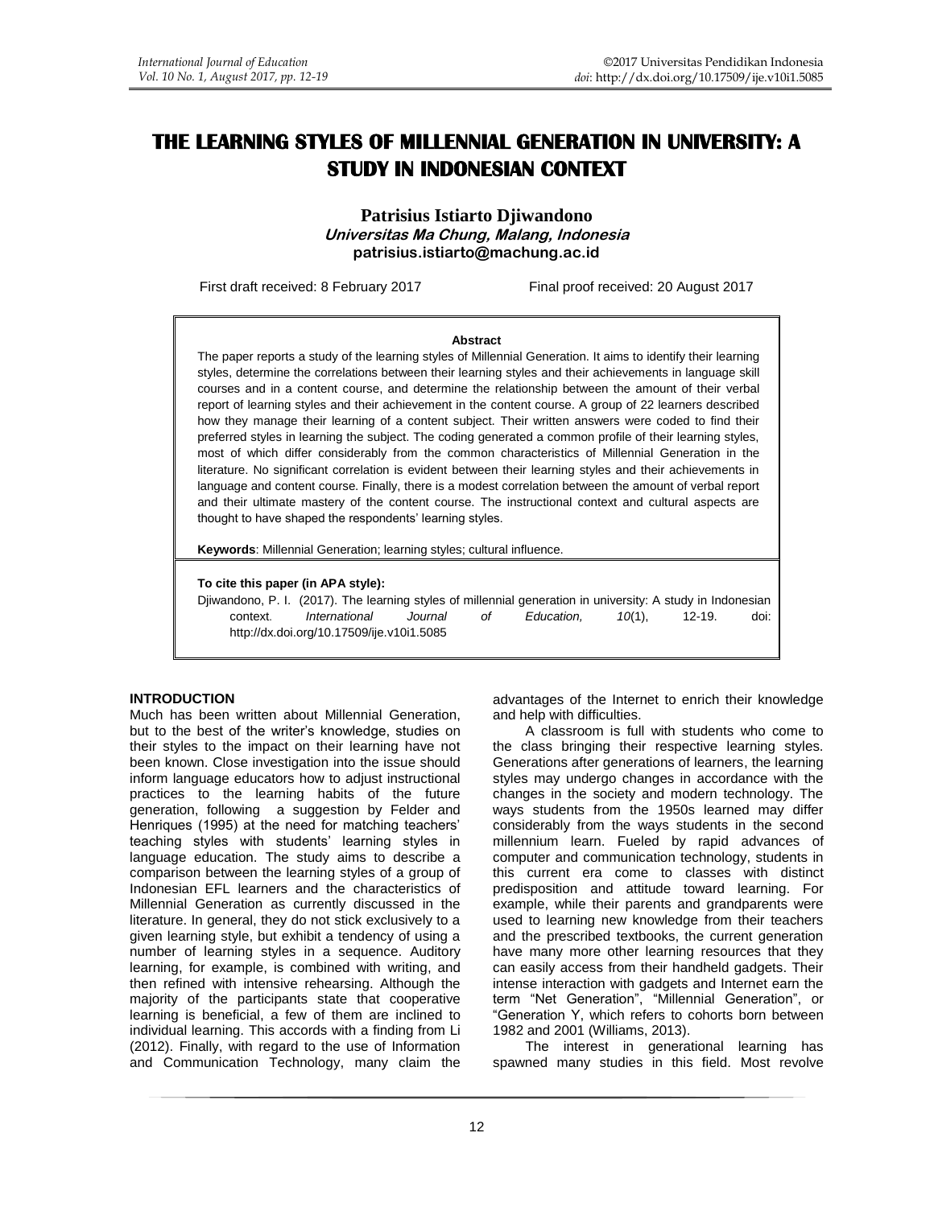# THE LEARNING STYLES OF MILLENNIAL GENERATION IN UNIVERSITY: A STUDY IN INDONESIAN CONTEXT

**Patrisius Istiarto Djiwandono**
***Universitas Ma Chung, Malang, Indonesia***
**patrisius.istiarto@machung.ac.id**

First draft received: 8 February 2017 Final proof received: 20 August 2017

**Abstract**

The paper reports a study of the learning styles of Millennial Generation. It aims to identify their learning styles, determine the correlations between their learning styles and their achievements in language skill courses and in a content course, and determine the relationship between the amount of their verbal report of learning styles and their achievement in the content course. A group of 22 learners described how they manage their learning of a content subject. Their written answers were coded to find their preferred styles in learning the subject. The coding generated a common profile of their learning styles, most of which differ considerably from the common characteristics of Millennial Generation in the literature. No significant correlation is evident between their learning styles and their achievements in language and content course. Finally, there is a modest correlation between the amount of verbal report and their ultimate mastery of the content course. The instructional context and cultural aspects are thought to have shaped the respondents' learning styles.

**Keywords**: Millennial Generation; learning styles; cultural influence.

**To cite this paper (in APA style):**
Djiwandono, P. I. (2017). The learning styles of millennial generation in university: A study in Indonesian context. *International Journal of Education, 10*(1), 12-19. doi: http://dx.doi.org/10.17509/ije.v10i1.5085

## INTRODUCTION

Much has been written about Millennial Generation, but to the best of the writer's knowledge, studies on their styles to the impact on their learning have not been known. Close investigation into the issue should inform language educators how to adjust instructional practices to the learning habits of the future generation, following a suggestion by Felder and Henriques (1995) at the need for matching teachers' teaching styles with students' learning styles in language education. The study aims to describe a comparison between the learning styles of a group of Indonesian EFL learners and the characteristics of Millennial Generation as currently discussed in the literature. In general, they do not stick exclusively to a given learning style, but exhibit a tendency of using a number of learning styles in a sequence. Auditory learning, for example, is combined with writing, and then refined with intensive rehearsing. Although the majority of the participants state that cooperative learning is beneficial, a few of them are inclined to individual learning. This accords with a finding from Li (2012). Finally, with regard to the use of Information and Communication Technology, many claim the advantages of the Internet to enrich their knowledge and help with difficulties.

A classroom is full with students who come to the class bringing their respective learning styles. Generations after generations of learners, the learning styles may undergo changes in accordance with the changes in the society and modern technology. The ways students from the 1950s learned may differ considerably from the ways students in the second millennium learn. Fueled by rapid advances of computer and communication technology, students in this current era come to classes with distinct predisposition and attitude toward learning. For example, while their parents and grandparents were used to learning new knowledge from their teachers and the prescribed textbooks, the current generation have many more other learning resources that they can easily access from their handheld gadgets. Their intense interaction with gadgets and Internet earn the term "Net Generation", "Millennial Generation", or "Generation Y, which refers to cohorts born between 1982 and 2001 (Williams, 2013).

The interest in generational learning has spawned many studies in this field. Most revolve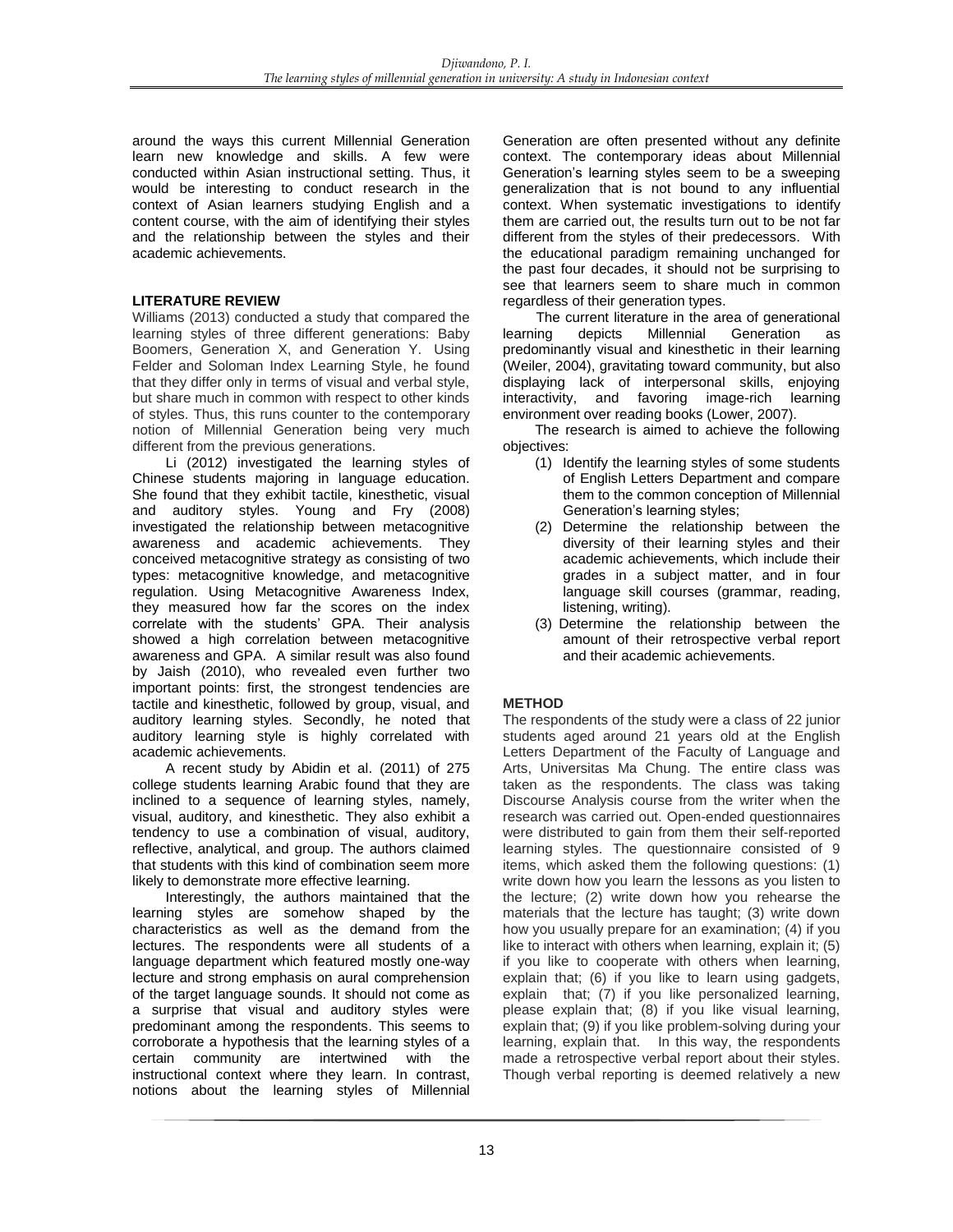around the ways this current Millennial Generation learn new knowledge and skills. A few were conducted within Asian instructional setting. Thus, it would be interesting to conduct research in the context of Asian learners studying English and a content course, with the aim of identifying their styles and the relationship between the styles and their academic achievements.

## LITERATURE REVIEW

Williams (2013) conducted a study that compared the learning styles of three different generations: Baby Boomers, Generation X, and Generation Y. Using Felder and Soloman Index Learning Style, he found that they differ only in terms of visual and verbal style, but share much in common with respect to other kinds of styles. Thus, this runs counter to the contemporary notion of Millennial Generation being very much different from the previous generations.

Li (2012) investigated the learning styles of Chinese students majoring in language education. She found that they exhibit tactile, kinesthetic, visual and auditory styles. Young and Fry (2008) investigated the relationship between metacognitive awareness and academic achievements. They conceived metacognitive strategy as consisting of two types: metacognitive knowledge, and metacognitive regulation. Using Metacognitive Awareness Index, they measured how far the scores on the index correlate with the students' GPA. Their analysis showed a high correlation between metacognitive awareness and GPA. A similar result was also found by Jaish (2010), who revealed even further two important points: first, the strongest tendencies are tactile and kinesthetic, followed by group, visual, and auditory learning styles. Secondly, he noted that auditory learning style is highly correlated with academic achievements.

A recent study by Abidin et al. (2011) of 275 college students learning Arabic found that they are inclined to a sequence of learning styles, namely, visual, auditory, and kinesthetic. They also exhibit a tendency to use a combination of visual, auditory, reflective, analytical, and group. The authors claimed that students with this kind of combination seem more likely to demonstrate more effective learning.

Interestingly, the authors maintained that the learning styles are somehow shaped by the characteristics as well as the demand from the lectures. The respondents were all students of a language department which featured mostly one-way lecture and strong emphasis on aural comprehension of the target language sounds. It should not come as a surprise that visual and auditory styles were predominant among the respondents. This seems to corroborate a hypothesis that the learning styles of a certain community are intertwined with the instructional context where they learn. In contrast, notions about the learning styles of Millennial Generation are often presented without any definite context. The contemporary ideas about Millennial Generation's learning styles seem to be a sweeping generalization that is not bound to any influential context. When systematic investigations to identify them are carried out, the results turn out to be not far different from the styles of their predecessors. With the educational paradigm remaining unchanged for the past four decades, it should not be surprising to see that learners seem to share much in common regardless of their generation types.

The current literature in the area of generational learning depicts Millennial Generation as predominantly visual and kinesthetic in their learning (Weiler, 2004), gravitating toward community, but also displaying lack of interpersonal skills, enjoying interactivity, and favoring image-rich learning environment over reading books (Lower, 2007).

The research is aimed to achieve the following objectives:

1. Identify the learning styles of some students of English Letters Department and compare them to the common conception of Millennial Generation's learning styles;
2. Determine the relationship between the diversity of their learning styles and their academic achievements, which include their grades in a subject matter, and in four language skill courses (grammar, reading, listening, writing).
3. Determine the relationship between the amount of their retrospective verbal report and their academic achievements.

## METHOD

The respondents of the study were a class of 22 junior students aged around 21 years old at the English Letters Department of the Faculty of Language and Arts, Universitas Ma Chung. The entire class was taken as the respondents. The class was taking Discourse Analysis course from the writer when the research was carried out. Open-ended questionnaires were distributed to gain from them their self-reported learning styles. The questionnaire consisted of 9 items, which asked them the following questions: (1) write down how you learn the lessons as you listen to the lecture; (2) write down how you rehearse the materials that the lecture has taught; (3) write down how you usually prepare for an examination; (4) if you like to interact with others when learning, explain it; (5) if you like to cooperate with others when learning, explain that; (6) if you like to learn using gadgets, explain that; (7) if you like personalized learning, please explain that; (8) if you like visual learning, explain that; (9) if you like problem-solving during your learning, explain that. In this way, the respondents made a retrospective verbal report about their styles. Though verbal reporting is deemed relatively a new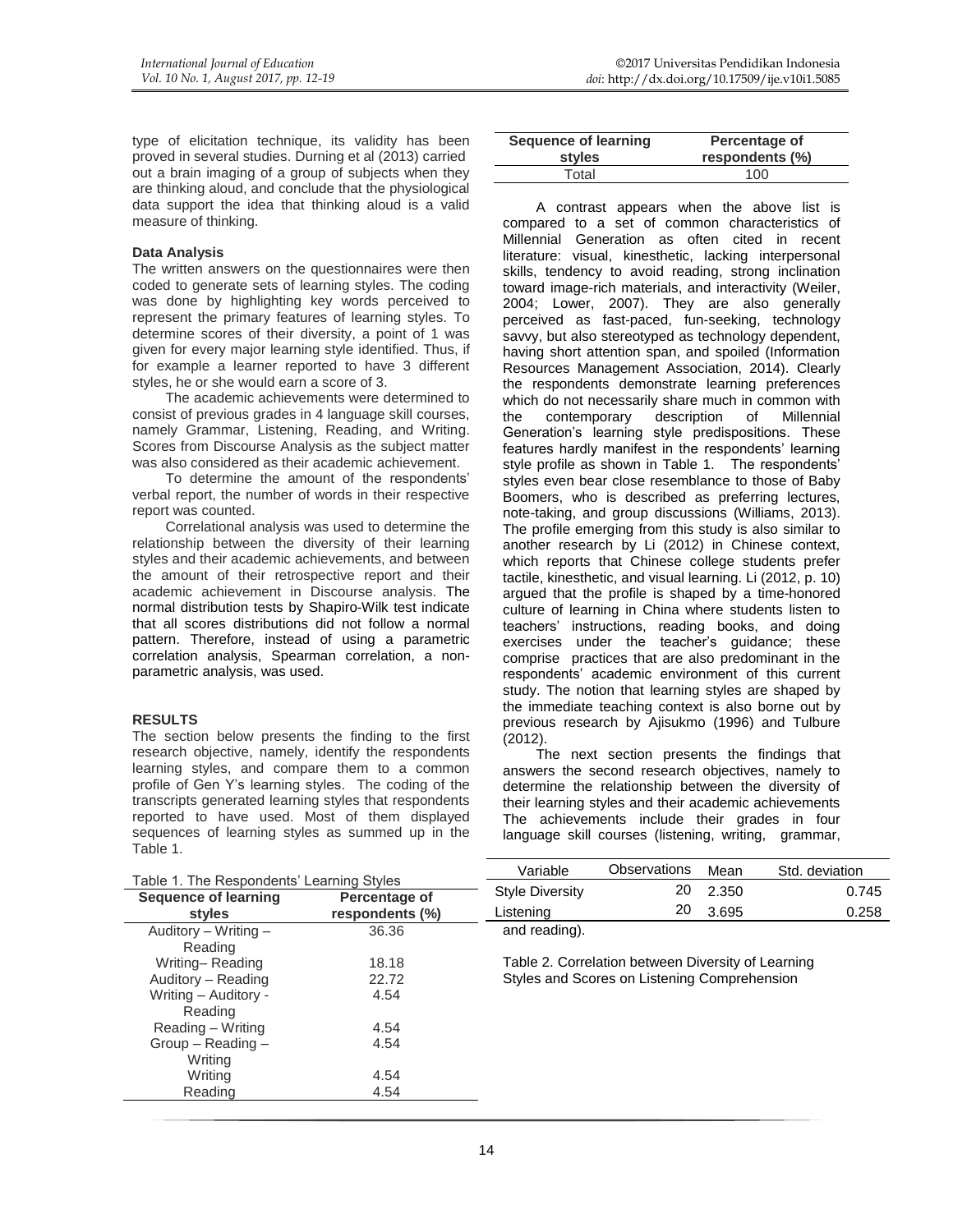type of elicitation technique, its validity has been proved in several studies. Durning et al (2013) carried out a brain imaging of a group of subjects when they are thinking aloud, and conclude that the physiological data support the idea that thinking aloud is a valid measure of thinking.

**Data Analysis**

The written answers on the questionnaires were then coded to generate sets of learning styles. The coding was done by highlighting key words perceived to represent the primary features of learning styles. To determine scores of their diversity, a point of 1 was given for every major learning style identified. Thus, if for example a learner reported to have 3 different styles, he or she would earn a score of 3.

The academic achievements were determined to consist of previous grades in 4 language skill courses, namely Grammar, Listening, Reading, and Writing. Scores from Discourse Analysis as the subject matter was also considered as their academic achievement.

To determine the amount of the respondents' verbal report, the number of words in their respective report was counted.

Correlational analysis was used to determine the relationship between the diversity of their learning styles and their academic achievements, and between the amount of their retrospective report and their academic achievement in Discourse analysis. The normal distribution tests by Shapiro-Wilk test indicate that all scores distributions did not follow a normal pattern. Therefore, instead of using a parametric correlation analysis, Spearman correlation, a non-parametric analysis, was used.

## RESULTS

The section below presents the finding to the first research objective, namely, identify the respondents learning styles, and compare them to a common profile of Gen Y's learning styles. The coding of the transcripts generated learning styles that respondents reported to have used. Most of them displayed sequences of learning styles as summed up in the Table 1.

Table 1. The Respondents' Learning Styles

| Sequence of learning styles | Percentage of respondents (%) |
|---|---|
| Auditory – Writing – Reading | 36.36 |
| Writing– Reading | 18.18 |
| Auditory – Reading | 22.72 |
| Writing – Auditory - Reading | 4.54 |
| Reading – Writing | 4.54 |
| Group – Reading – Writing | 4.54 |
| Writing | 4.54 |
| Reading | 4.54 |
| Total | 100 |

A contrast appears when the above list is compared to a set of common characteristics of Millennial Generation as often cited in recent literature: visual, kinesthetic, lacking interpersonal skills, tendency to avoid reading, strong inclination toward image-rich materials, and interactivity (Weiler, 2004; Lower, 2007). They are also generally perceived as fast-paced, fun-seeking, technology savvy, but also stereotyped as technology dependent, having short attention span, and spoiled (Information Resources Management Association, 2014). Clearly the respondents demonstrate learning preferences which do not necessarily share much in common with the contemporary description of Millennial Generation's learning style predispositions. These features hardly manifest in the respondents' learning style profile as shown in Table 1. The respondents' styles even bear close resemblance to those of Baby Boomers, who is described as preferring lectures, note-taking, and group discussions (Williams, 2013). The profile emerging from this study is also similar to another research by Li (2012) in Chinese context, which reports that Chinese college students prefer tactile, kinesthetic, and visual learning. Li (2012, p. 10) argued that the profile is shaped by a time-honored culture of learning in China where students listen to teachers' instructions, reading books, and doing exercises under the teacher's guidance; these comprise practices that are also predominant in the respondents' academic environment of this current study. The notion that learning styles are shaped by the immediate teaching context is also borne out by previous research by Ajisukmo (1996) and Tulbure (2012).

The next section presents the findings that answers the second research objectives, namely to determine the relationship between the diversity of their learning styles and their academic achievements The achievements include their grades in four language skill courses (listening, writing, grammar, and reading).

Table 2. Correlation between Diversity of Learning Styles and Scores on Listening Comprehension

| Variable | Observations | Mean | Std. deviation |
|---|---|---|---|
| Style Diversity | 20 | 2.350 | 0.745 |
| Listening | 20 | 3.695 | 0.258 |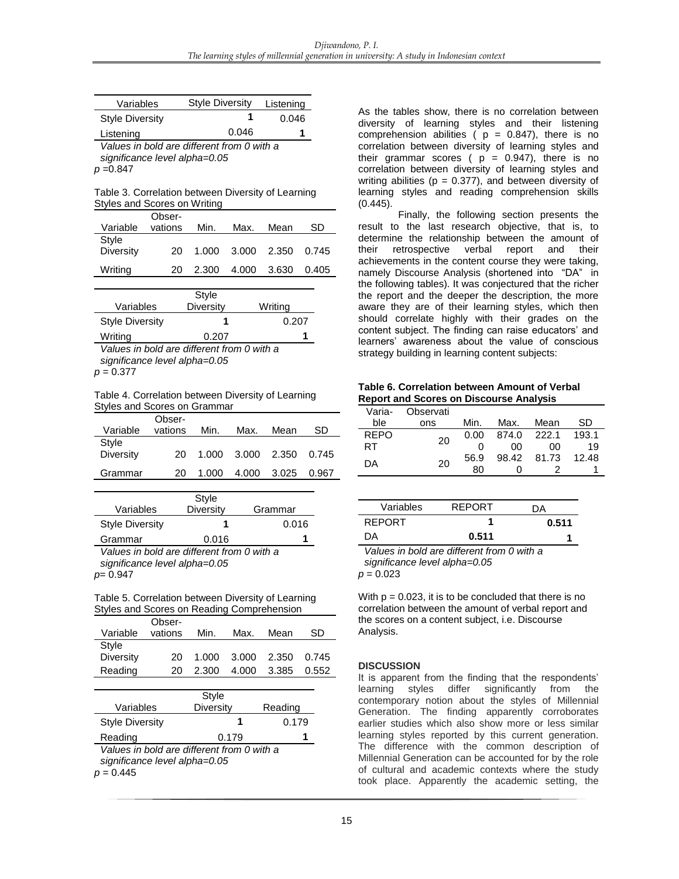| Variables | Style Diversity | Listening |
|---|---|---|
| Style Diversity | **1** | 0.046 |
| Listening | 0.046 | **1** |

*Values in bold are different from 0 with a significance level alpha=0.05*

*p* =0.847

Table 3. Correlation between Diversity of Learning Styles and Scores on Writing

| Variable | Observations | Min. | Max. | Mean | SD |
|---|---|---|---|---|---|
| Style Diversity | 20 | 1.000 | 3.000 | 2.350 | 0.745 |
| Writing | 20 | 2.300 | 4.000 | 3.630 | 0.405 |

| Variables | Style Diversity | Writing |
|---|---|---|
| Style Diversity | **1** | 0.207 |
| Writing | 0.207 | **1** |

*Values in bold are different from 0 with a significance level alpha=0.05*

*p* = 0.377

Table 4. Correlation between Diversity of Learning Styles and Scores on Grammar

| Variable | Observations | Min. | Max. | Mean | SD |
|---|---|---|---|---|---|
| Style Diversity | 20 | 1.000 | 3.000 | 2.350 | 0.745 |
| Grammar | 20 | 1.000 | 4.000 | 3.025 | 0.967 |

| Variables | Style Diversity | Grammar |
|---|---|---|
| Style Diversity | **1** | 0.016 |
| Grammar | 0.016 | **1** |

*Values in bold are different from 0 with a significance level alpha=0.05*

*p*= 0.947

Table 5. Correlation between Diversity of Learning Styles and Scores on Reading Comprehension

| Variable | Observations | Min. | Max. | Mean | SD |
|---|---|---|---|---|---|
| Style Diversity | 20 | 1.000 | 3.000 | 2.350 | 0.745 |
| Reading | 20 | 2.300 | 4.000 | 3.385 | 0.552 |

| Variables | Style Diversity | Reading |
|---|---|---|
| Style Diversity | **1** | 0.179 |
| Reading | 0.179 | **1** |

*Values in bold are different from 0 with a significance level alpha=0.05*

*p* = 0.445

As the tables show, there is no correlation between diversity of learning styles and their listening comprehension abilities ( $p = 0.847$), there is no correlation between diversity of learning styles and their grammar scores ( $p = 0.947$), there is no correlation between diversity of learning styles and writing abilities ($p = 0.377$), and between diversity of learning styles and reading comprehension skills (0.445).

Finally, the following section presents the result to the last research objective, that is, to determine the relationship between the amount of their retrospective verbal report and their achievements in the content course they were taking, namely Discourse Analysis (shortened into "DA" in the following tables). It was conjectured that the richer the report and the deeper the description, the more aware they are of their learning styles, which then should correlate highly with their grades on the content subject. The finding can raise educators' and learners' awareness about the value of conscious strategy building in learning content subjects:

**Table 6. Correlation between Amount of Verbal Report and Scores on Discourse Analysis**

| Variable | Observations | Min. | Max. | Mean | SD |
|---|---|---|---|---|---|
| REPORT | 20 | 0.000 | 874.000 | 222.100 | 193.119 |
| DA | 20 | 56.980 | 98.420 | 81.732 | 12.481 |

| Variables | REPORT | DA |
|---|---|---|
| REPORT | **1** | **0.511** |
| DA | **0.511** | **1** |

*Values in bold are different from 0 with a significance level alpha=0.05*

*p* = 0.023

With $p = 0.023$, it is to be concluded that there is no correlation between the amount of verbal report and the scores on a content subject, i.e. Discourse Analysis.

## DISCUSSION

It is apparent from the finding that the respondents' learning styles differ significantly from the contemporary notion about the styles of Millennial Generation. The finding apparently corroborates earlier studies which also show more or less similar learning styles reported by this current generation. The difference with the common description of Millennial Generation can be accounted for by the role of cultural and academic contexts where the study took place. Apparently the academic setting, the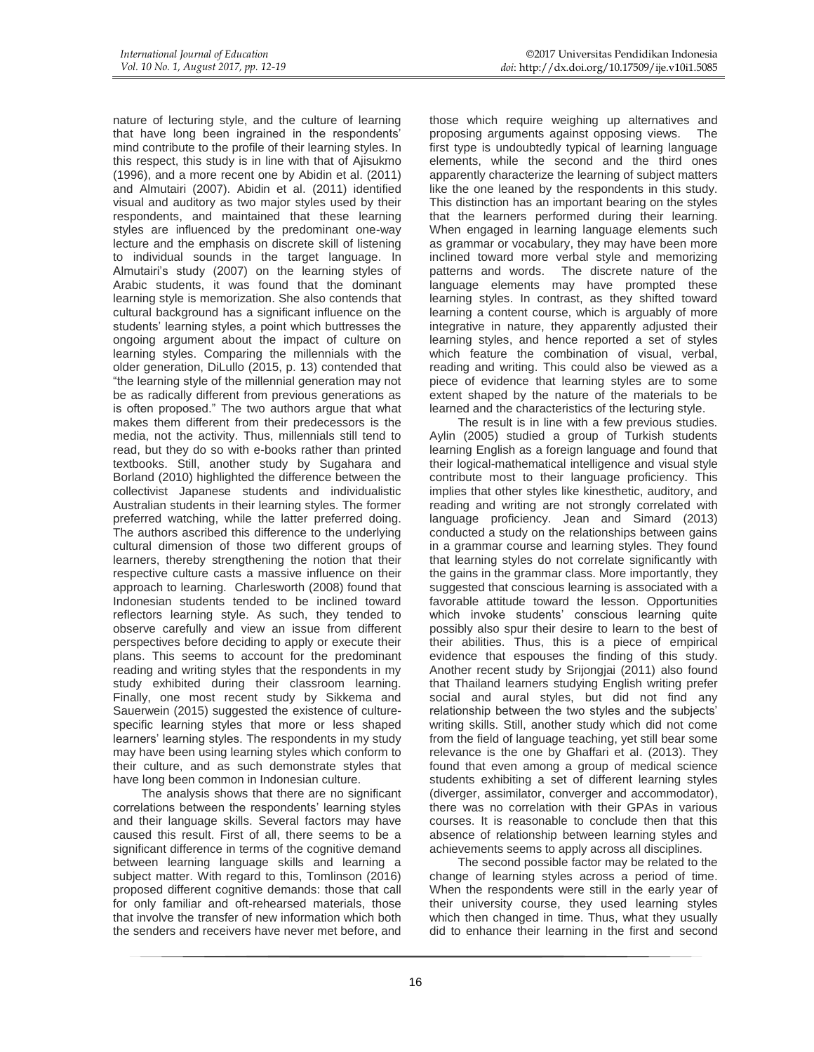nature of lecturing style, and the culture of learning that have long been ingrained in the respondents' mind contribute to the profile of their learning styles. In this respect, this study is in line with that of Ajisukmo (1996), and a more recent one by Abidin et al. (2011) and Almutairi (2007). Abidin et al. (2011) identified visual and auditory as two major styles used by their respondents, and maintained that these learning styles are influenced by the predominant one-way lecture and the emphasis on discrete skill of listening to individual sounds in the target language. In Almutairi's study (2007) on the learning styles of Arabic students, it was found that the dominant learning style is memorization. She also contends that cultural background has a significant influence on the students' learning styles, a point which buttresses the ongoing argument about the impact of culture on learning styles. Comparing the millennials with the older generation, DiLullo (2015, p. 13) contended that "the learning style of the millennial generation may not be as radically different from previous generations as is often proposed." The two authors argue that what makes them different from their predecessors is the media, not the activity. Thus, millennials still tend to read, but they do so with e-books rather than printed textbooks. Still, another study by Sugahara and Borland (2010) highlighted the difference between the collectivist Japanese students and individualistic Australian students in their learning styles. The former preferred watching, while the latter preferred doing. The authors ascribed this difference to the underlying cultural dimension of those two different groups of learners, thereby strengthening the notion that their respective culture casts a massive influence on their approach to learning. Charlesworth (2008) found that Indonesian students tended to be inclined toward reflectors learning style. As such, they tended to observe carefully and view an issue from different perspectives before deciding to apply or execute their plans. This seems to account for the predominant reading and writing styles that the respondents in my study exhibited during their classroom learning. Finally, one most recent study by Sikkema and Sauerwein (2015) suggested the existence of culture-specific learning styles that more or less shaped learners' learning styles. The respondents in my study may have been using learning styles which conform to their culture, and as such demonstrate styles that have long been common in Indonesian culture.

The analysis shows that there are no significant correlations between the respondents' learning styles and their language skills. Several factors may have caused this result. First of all, there seems to be a significant difference in terms of the cognitive demand between learning language skills and learning a subject matter. With regard to this, Tomlinson (2016) proposed different cognitive demands: those that call for only familiar and oft-rehearsed materials, those that involve the transfer of new information which both the senders and receivers have never met before, and those which require weighing up alternatives and proposing arguments against opposing views. The first type is undoubtedly typical of learning language elements, while the second and the third ones apparently characterize the learning of subject matters like the one leaned by the respondents in this study. This distinction has an important bearing on the styles that the learners performed during their learning. When engaged in learning language elements such as grammar or vocabulary, they may have been more inclined toward more verbal style and memorizing patterns and words. The discrete nature of the language elements may have prompted these learning styles. In contrast, as they shifted toward learning a content course, which is arguably of more integrative in nature, they apparently adjusted their learning styles, and hence reported a set of styles which feature the combination of visual, verbal, reading and writing. This could also be viewed as a piece of evidence that learning styles are to some extent shaped by the nature of the materials to be learned and the characteristics of the lecturing style.

The result is in line with a few previous studies. Aylin (2005) studied a group of Turkish students learning English as a foreign language and found that their logical-mathematical intelligence and visual style contribute most to their language proficiency. This implies that other styles like kinesthetic, auditory, and reading and writing are not strongly correlated with language proficiency. Jean and Simard (2013) conducted a study on the relationships between gains in a grammar course and learning styles. They found that learning styles do not correlate significantly with the gains in the grammar class. More importantly, they suggested that conscious learning is associated with a favorable attitude toward the lesson. Opportunities which invoke students' conscious learning quite possibly also spur their desire to learn to the best of their abilities. Thus, this is a piece of empirical evidence that espouses the finding of this study. Another recent study by Srijongjai (2011) also found that Thailand learners studying English writing prefer social and aural styles, but did not find any relationship between the two styles and the subjects' writing skills. Still, another study which did not come from the field of language teaching, yet still bear some relevance is the one by Ghaffari et al. (2013). They found that even among a group of medical science students exhibiting a set of different learning styles (diverger, assimilator, converger and accommodator), there was no correlation with their GPAs in various courses. It is reasonable to conclude then that this absence of relationship between learning styles and achievements seems to apply across all disciplines.

The second possible factor may be related to the change of learning styles across a period of time. When the respondents were still in the early year of their university course, they used learning styles which then changed in time. Thus, what they usually did to enhance their learning in the first and second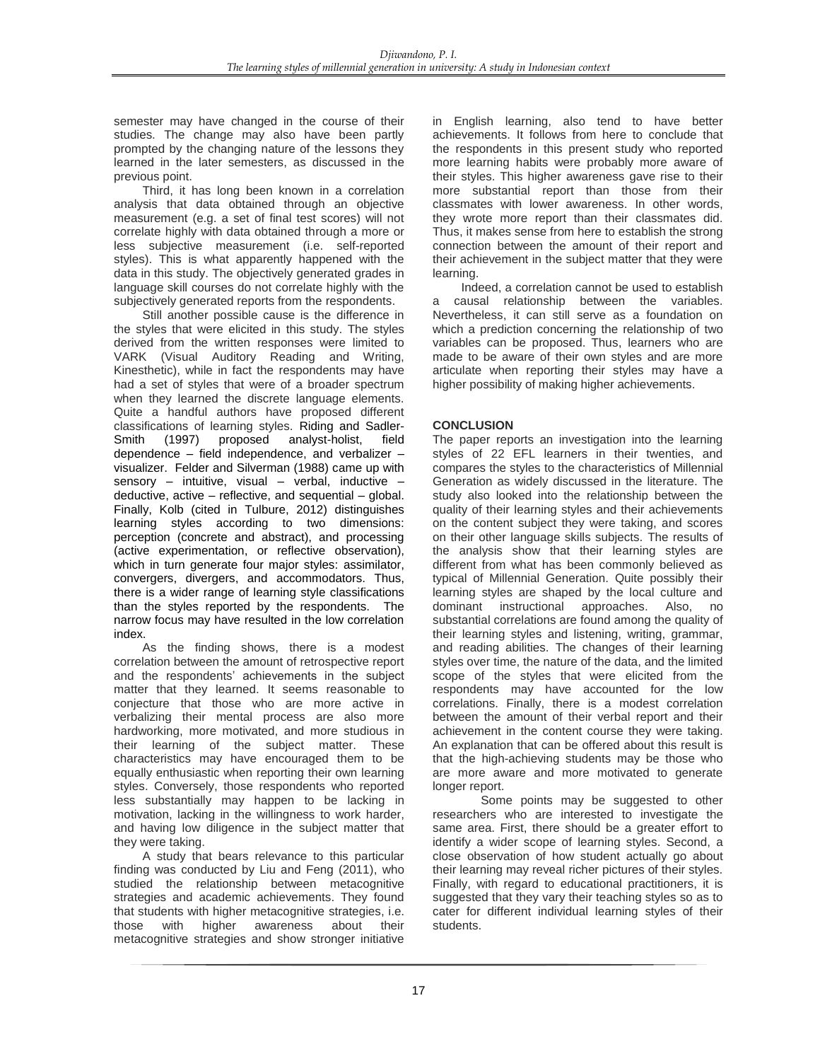semester may have changed in the course of their studies. The change may also have been partly prompted by the changing nature of the lessons they learned in the later semesters, as discussed in the previous point.

Third, it has long been known in a correlation analysis that data obtained through an objective measurement (e.g. a set of final test scores) will not correlate highly with data obtained through a more or less subjective measurement (i.e. self-reported styles). This is what apparently happened with the data in this study. The objectively generated grades in language skill courses do not correlate highly with the subjectively generated reports from the respondents.

Still another possible cause is the difference in the styles that were elicited in this study. The styles derived from the written responses were limited to VARK (Visual Auditory Reading and Writing, Kinesthetic), while in fact the respondents may have had a set of styles that were of a broader spectrum when they learned the discrete language elements. Quite a handful authors have proposed different classifications of learning styles. Riding and Sadler-Smith (1997) proposed analyst-holist, field dependence – field independence, and verbalizer – visualizer. Felder and Silverman (1988) came up with sensory – intuitive, visual – verbal, inductive – deductive, active – reflective, and sequential – global. Finally, Kolb (cited in Tulbure, 2012) distinguishes learning styles according to two dimensions: perception (concrete and abstract), and processing (active experimentation, or reflective observation), which in turn generate four major styles: assimilator, convergers, divergers, and accommodators. Thus, there is a wider range of learning style classifications than the styles reported by the respondents. The narrow focus may have resulted in the low correlation index.

As the finding shows, there is a modest correlation between the amount of retrospective report and the respondents' achievements in the subject matter that they learned. It seems reasonable to conjecture that those who are more active in verbalizing their mental process are also more hardworking, more motivated, and more studious in their learning of the subject matter. These characteristics may have encouraged them to be equally enthusiastic when reporting their own learning styles. Conversely, those respondents who reported less substantially may happen to be lacking in motivation, lacking in the willingness to work harder, and having low diligence in the subject matter that they were taking.

A study that bears relevance to this particular finding was conducted by Liu and Feng (2011), who studied the relationship between metacognitive strategies and academic achievements. They found that students with higher metacognitive strategies, i.e. those with higher awareness about their metacognitive strategies and show stronger initiative in English learning, also tend to have better achievements. It follows from here to conclude that the respondents in this present study who reported more learning habits were probably more aware of their styles. This higher awareness gave rise to their more substantial report than those from their classmates with lower awareness. In other words, they wrote more report than their classmates did. Thus, it makes sense from here to establish the strong connection between the amount of their report and their achievement in the subject matter that they were learning.

Indeed, a correlation cannot be used to establish a causal relationship between the variables. Nevertheless, it can still serve as a foundation on which a prediction concerning the relationship of two variables can be proposed. Thus, learners who are made to be aware of their own styles and are more articulate when reporting their styles may have a higher possibility of making higher achievements.

## CONCLUSION

The paper reports an investigation into the learning styles of 22 EFL learners in their twenties, and compares the styles to the characteristics of Millennial Generation as widely discussed in the literature. The study also looked into the relationship between the quality of their learning styles and their achievements on the content subject they were taking, and scores on their other language skills subjects. The results of the analysis show that their learning styles are different from what has been commonly believed as typical of Millennial Generation. Quite possibly their learning styles are shaped by the local culture and dominant instructional approaches. Also, no substantial correlations are found among the quality of their learning styles and listening, writing, grammar, and reading abilities. The changes of their learning styles over time, the nature of the data, and the limited scope of the styles that were elicited from the respondents may have accounted for the low correlations. Finally, there is a modest correlation between the amount of their verbal report and their achievement in the content course they were taking. An explanation that can be offered about this result is that the high-achieving students may be those who are more aware and more motivated to generate longer report.

Some points may be suggested to other researchers who are interested to investigate the same area. First, there should be a greater effort to identify a wider scope of learning styles. Second, a close observation of how student actually go about their learning may reveal richer pictures of their styles. Finally, with regard to educational practitioners, it is suggested that they vary their teaching styles so as to cater for different individual learning styles of their students.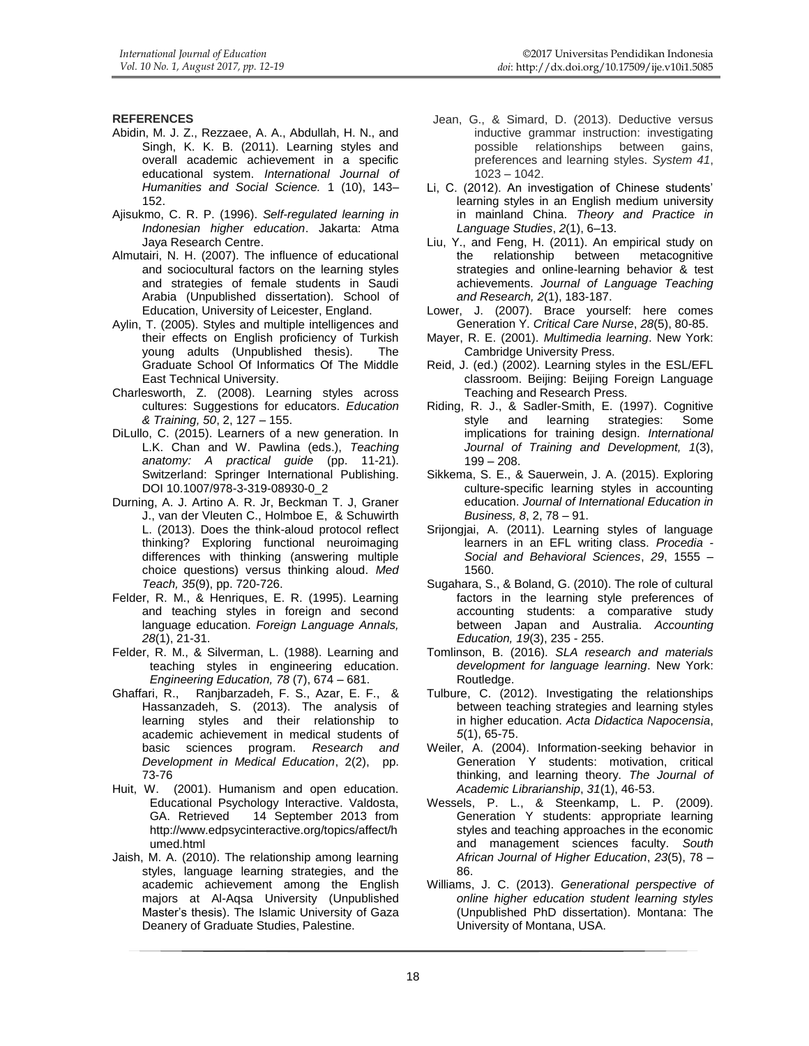## REFERENCES

Abidin, M. J. Z., Rezzaee, A. A., Abdullah, H. N., and Singh, K. K. B. (2011). Learning styles and overall academic achievement in a specific educational system. *International Journal of Humanities and Social Science.* 1 (10), 143–152.

Ajisukmo, C. R. P. (1996). *Self-regulated learning in Indonesian higher education*. Jakarta: Atma Jaya Research Centre.

Almutairi, N. H. (2007). The influence of educational and sociocultural factors on the learning styles and strategies of female students in Saudi Arabia (Unpublished dissertation). School of Education, University of Leicester, England.

Aylin, T. (2005). Styles and multiple intelligences and their effects on English proficiency of Turkish young adults (Unpublished thesis). The Graduate School Of Informatics Of The Middle East Technical University.

Charlesworth, Z. (2008). Learning styles across cultures: Suggestions for educators. *Education & Training, 50*, 2, 127 – 155.

DiLullo, C. (2015). Learners of a new generation. In L.K. Chan and W. Pawlina (eds.), *Teaching anatomy: A practical guide* (pp. 11-21). Switzerland: Springer International Publishing. DOI 10.1007/978-3-319-08930-0_2

Durning, A. J. Artino A. R. Jr, Beckman T. J, Graner J., van der Vleuten C., Holmboe E, & Schuwirth L. (2013). Does the think-aloud protocol reflect thinking? Exploring functional neuroimaging differences with thinking (answering multiple choice questions) versus thinking aloud. *Med Teach, 35*(9), pp. 720-726.

Felder, R. M., & Henriques, E. R. (1995). Learning and teaching styles in foreign and second language education. *Foreign Language Annals, 28*(1), 21-31.

Felder, R. M., & Silverman, L. (1988). Learning and teaching styles in engineering education. *Engineering Education, 78* (7), 674 – 681.

Ghaffari, R., Ranjbarzadeh, F. S., Azar, E. F., & Hassanzadeh, S. (2013). The analysis of learning styles and their relationship to academic achievement in medical students of basic sciences program. *Research and Development in Medical Education*, 2(2), pp. 73-76

Huit, W. (2001). Humanism and open education. Educational Psychology Interactive. Valdosta, GA. Retrieved 14 September 2013 from http://www.edpsycinteractive.org/topics/affect/humed.html

Jaish, M. A. (2010). The relationship among learning styles, language learning strategies, and the academic achievement among the English majors at Al-Aqsa University (Unpublished Master's thesis). The Islamic University of Gaza Deanery of Graduate Studies, Palestine.

Jean, G., & Simard, D. (2013). Deductive versus inductive grammar instruction: investigating possible relationships between gains, preferences and learning styles. *System 41*, 1023 – 1042.

Li, C. (2012). An investigation of Chinese students' learning styles in an English medium university in mainland China. *Theory and Practice in Language Studies*, *2*(1), 6–13.

Liu, Y., and Feng, H. (2011). An empirical study on the relationship between metacognitive strategies and online-learning behavior & test achievements. *Journal of Language Teaching and Research, 2*(1), 183-187.

Lower, J. (2007). Brace yourself: here comes Generation Y. *Critical Care Nurse*, *28*(5), 80-85.

Mayer, R. E. (2001). *Multimedia learning*. New York: Cambridge University Press.

Reid, J. (ed.) (2002). Learning styles in the ESL/EFL classroom. Beijing: Beijing Foreign Language Teaching and Research Press.

Riding, R. J., & Sadler-Smith, E. (1997). Cognitive style and learning strategies: Some implications for training design. *International Journal of Training and Development, 1*(3), 199 – 208.

Sikkema, S. E., & Sauerwein, J. A. (2015). Exploring culture-specific learning styles in accounting education. *Journal of International Education in Business, 8*, 2, 78 – 91.

Srijongjai, A. (2011). Learning styles of language learners in an EFL writing class. *Procedia - Social and Behavioral Sciences*, *29*, 1555 – 1560.

Sugahara, S., & Boland, G. (2010). The role of cultural factors in the learning style preferences of accounting students: a comparative study between Japan and Australia. *Accounting Education, 19*(3), 235 - 255.

Tomlinson, B. (2016). *SLA research and materials development for language learning*. New York: Routledge.

Tulbure, C. (2012). Investigating the relationships between teaching strategies and learning styles in higher education. *Acta Didactica Napocensia*, *5*(1), 65-75.

Weiler, A. (2004). Information-seeking behavior in Generation Y students: motivation, critical thinking, and learning theory. *The Journal of Academic Librarianship*, *31*(1), 46-53.

Wessels, P. L., & Steenkamp, L. P. (2009). Generation Y students: appropriate learning styles and teaching approaches in the economic and management sciences faculty. *South African Journal of Higher Education*, *23*(5), 78 – 86.

Williams, J. C. (2013). *Generational perspective of online higher education student learning styles* (Unpublished PhD dissertation). Montana: The University of Montana, USA.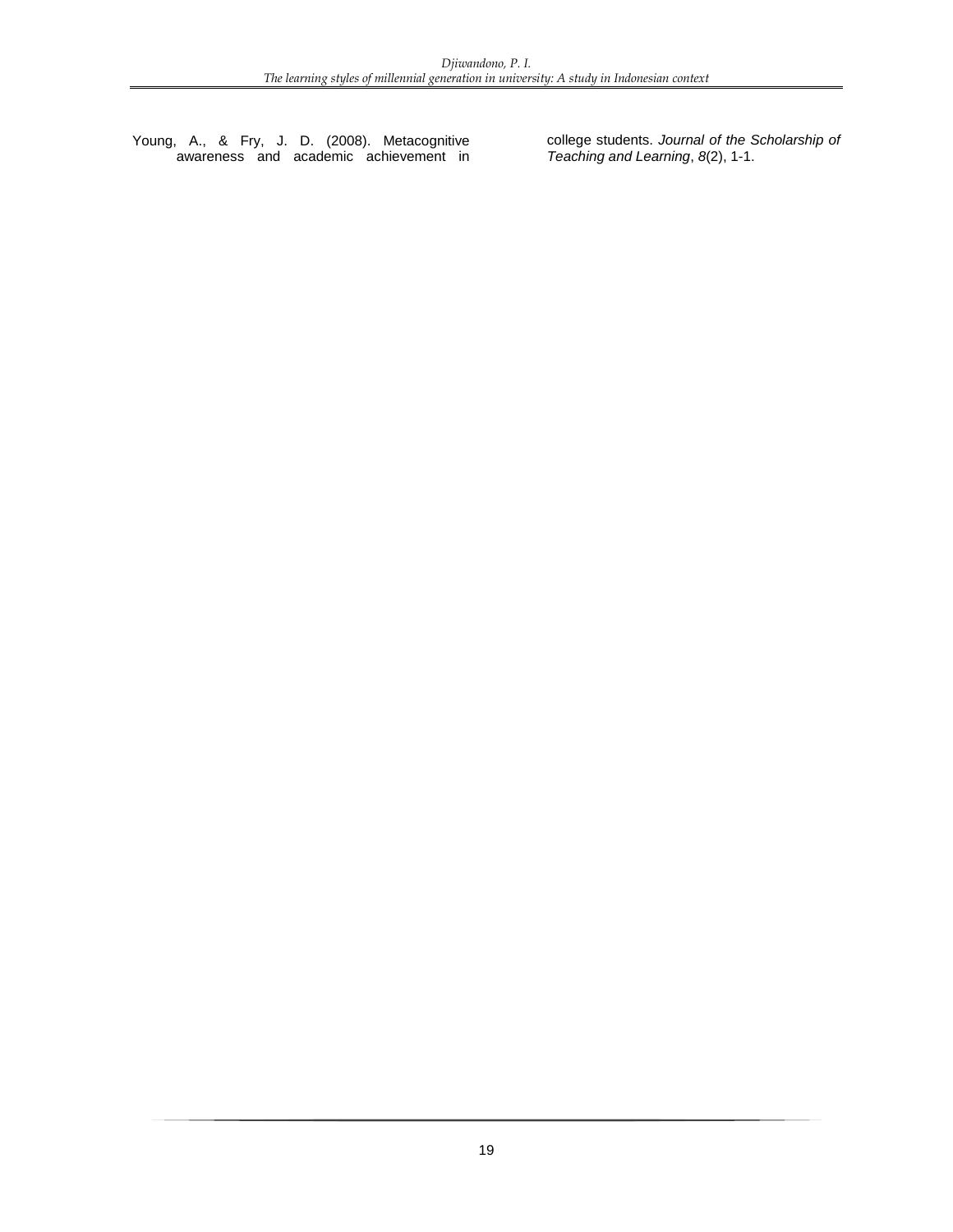Young, A., & Fry, J. D. (2008). Metacognitive awareness and academic achievement in college students. *Journal of the Scholarship of Teaching and Learning*, *8*(2), 1-1.